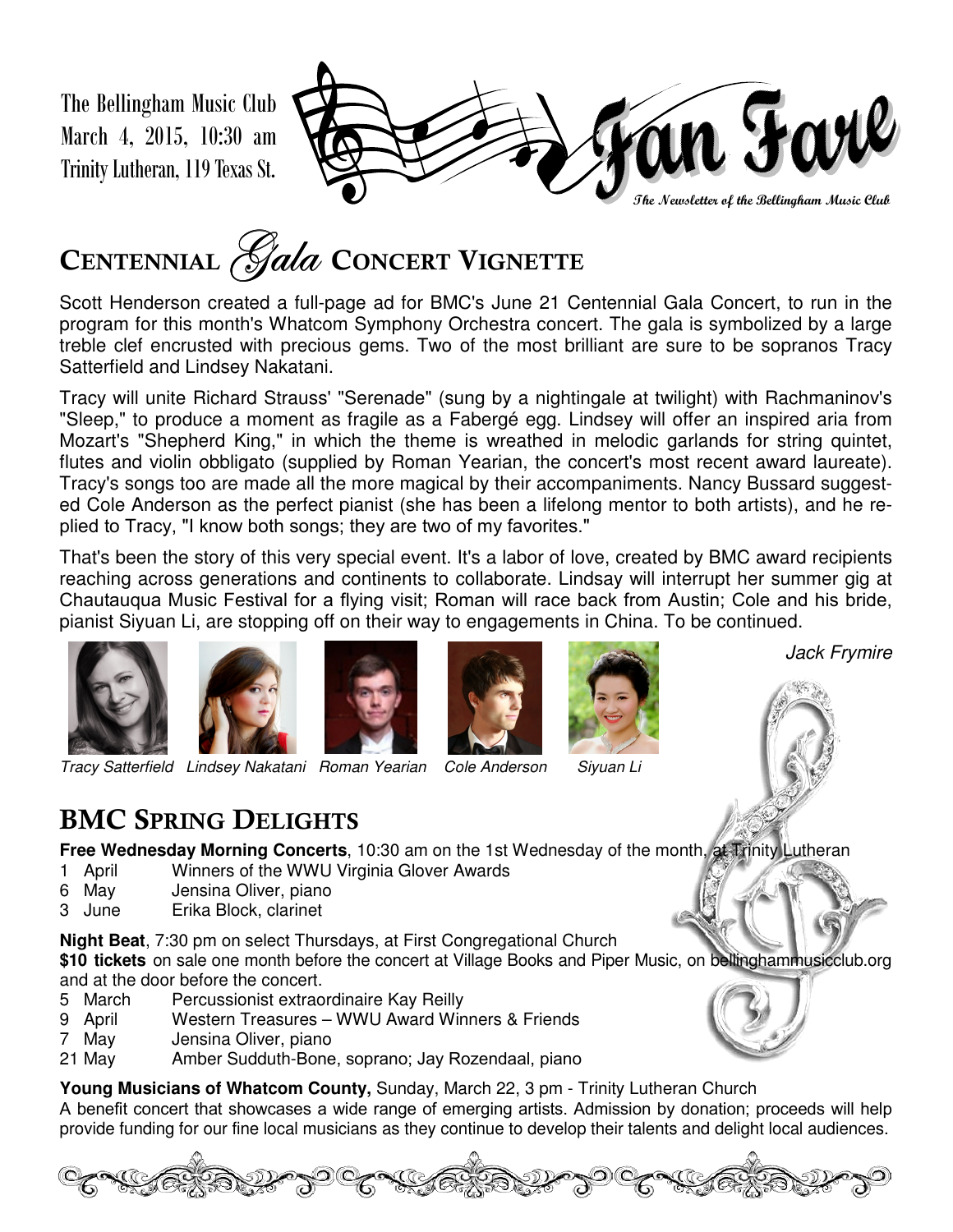The Bellingham Music Club
March 4, 2015, 10:30 am
Trinity Lutheran, 119 Texas St.

# Fan Fare

The Newsletter of the Bellingham Music Club

## CENTENNIAL *Gala* CONCERT VIGNETTE

Scott Henderson created a full-page ad for BMC's June 21 Centennial Gala Concert, to run in the program for this month's Whatcom Symphony Orchestra concert. The gala is symbolized by a large treble clef encrusted with precious gems. Two of the most brilliant are sure to be sopranos Tracy Satterfield and Lindsey Nakatani.

Tracy will unite Richard Strauss' "Serenade" (sung by a nightingale at twilight) with Rachmaninov's "Sleep," to produce a moment as fragile as a Fabergé egg. Lindsey will offer an inspired aria from Mozart's "Shepherd King," in which the theme is wreathed in melodic garlands for string quintet, flutes and violin obbligato (supplied by Roman Yearian, the concert's most recent award laureate). Tracy's songs too are made all the more magical by their accompaniments. Nancy Bussard suggested Cole Anderson as the perfect pianist (she has been a lifelong mentor to both artists), and he replied to Tracy, "I know both songs; they are two of my favorites."

That's been the story of this very special event. It's a labor of love, created by BMC award recipients reaching across generations and continents to collaborate. Lindsay will interrupt her summer gig at Chautauqua Music Festival for a flying visit; Roman will race back from Austin; Cole and his bride, pianist Siyuan Li, are stopping off on their way to engagements in China. To be continued.

*Jack Frymire*

*Tracy Satterfield* *Lindsey Nakatani* *Roman Yearian* *Cole Anderson* *Siyuan Li*

## BMC SPRING DELIGHTS

**Free Wednesday Morning Concerts**, 10:30 am on the 1st Wednesday of the month, at Trinity Lutheran

- 1 April — Winners of the WWU Virginia Glover Awards
- 6 May — Jensina Oliver, piano
- 3 June — Erika Block, clarinet

**Night Beat**, 7:30 pm on select Thursdays, at First Congregational Church
**$10 tickets** on sale one month before the concert at Village Books and Piper Music, on bellinghammusicclub.org and at the door before the concert.

- 5 March — Percussionist extraordinaire Kay Reilly
- 9 April — Western Treasures – WWU Award Winners & Friends
- 7 May — Jensina Oliver, piano
- 21 May — Amber Sudduth-Bone, soprano; Jay Rozendaal, piano

**Young Musicians of Whatcom County,** Sunday, March 22, 3 pm - Trinity Lutheran Church
A benefit concert that showcases a wide range of emerging artists. Admission by donation; proceeds will help provide funding for our fine local musicians as they continue to develop their talents and delight local audiences.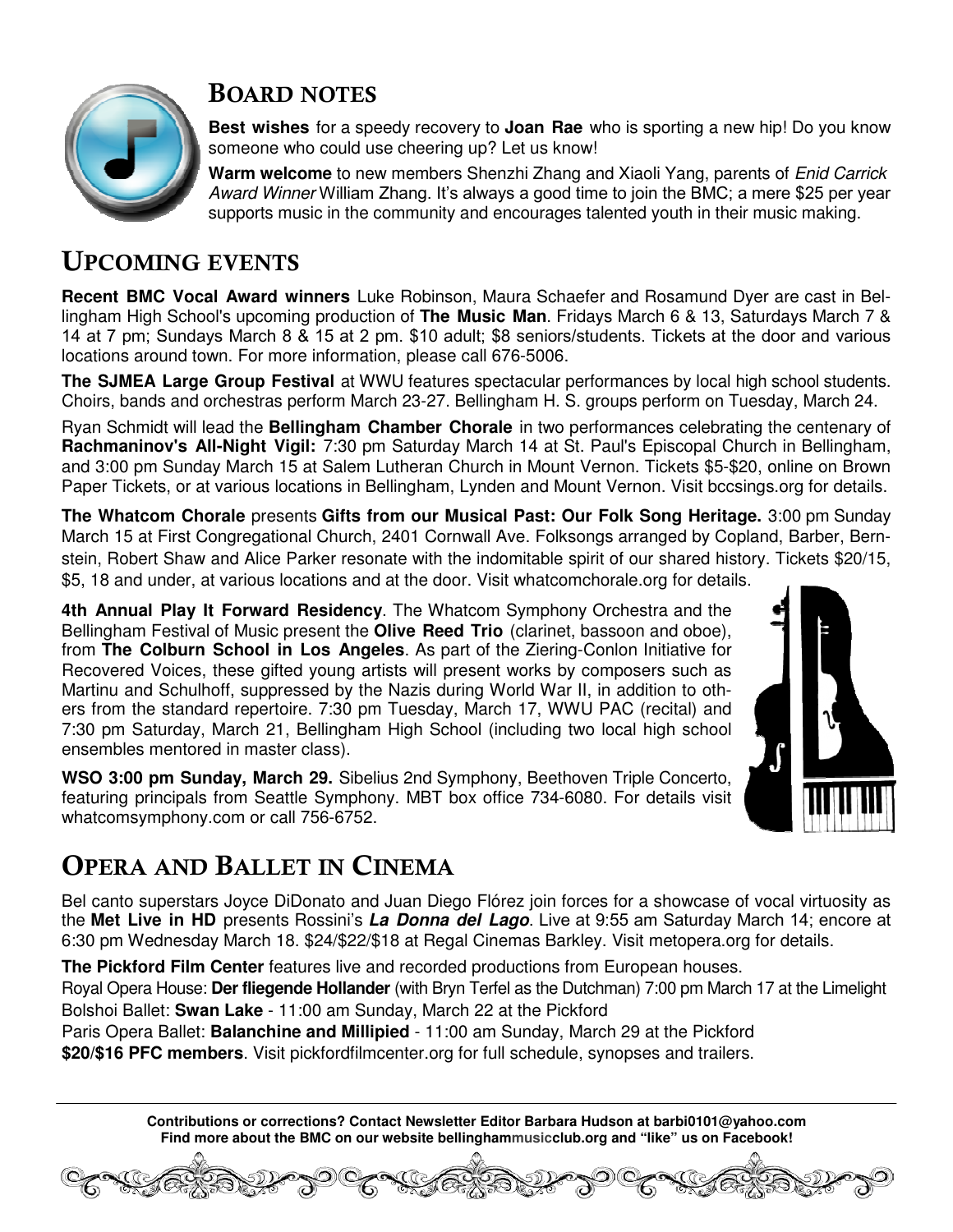## BOARD NOTES

**Best wishes** for a speedy recovery to **Joan Rae** who is sporting a new hip! Do you know someone who could use cheering up? Let us know!

**Warm welcome** to new members Shenzhi Zhang and Xiaoli Yang, parents of *Enid Carrick Award Winner* William Zhang. It's always a good time to join the BMC; a mere $25 per year supports music in the community and encourages talented youth in their music making.

## UPCOMING EVENTS

**Recent BMC Vocal Award winners** Luke Robinson, Maura Schaefer and Rosamund Dyer are cast in Bellingham High School's upcoming production of **The Music Man**. Fridays March 6 & 13, Saturdays March 7 & 14 at 7 pm; Sundays March 8 & 15 at 2 pm. $10 adult; $8 seniors/students. Tickets at the door and various locations around town. For more information, please call 676-5006.

**The SJMEA Large Group Festival** at WWU features spectacular performances by local high school students. Choirs, bands and orchestras perform March 23-27. Bellingham H. S. groups perform on Tuesday, March 24.

Ryan Schmidt will lead the **Bellingham Chamber Chorale** in two performances celebrating the centenary of **Rachmaninov's All-Night Vigil:** 7:30 pm Saturday March 14 at St. Paul's Episcopal Church in Bellingham, and 3:00 pm Sunday March 15 at Salem Lutheran Church in Mount Vernon. Tickets $5-$20, online on Brown Paper Tickets, or at various locations in Bellingham, Lynden and Mount Vernon. Visit bccsings.org for details.

**The Whatcom Chorale** presents **Gifts from our Musical Past: Our Folk Song Heritage.** 3:00 pm Sunday March 15 at First Congregational Church, 2401 Cornwall Ave. Folksongs arranged by Copland, Barber, Bernstein, Robert Shaw and Alice Parker resonate with the indomitable spirit of our shared history. Tickets $20/15, $5, 18 and under, at various locations and at the door. Visit whatcomchorale.org for details.

**4th Annual Play It Forward Residency**. The Whatcom Symphony Orchestra and the Bellingham Festival of Music present the **Olive Reed Trio** (clarinet, bassoon and oboe), from **The Colburn School in Los Angeles**. As part of the Ziering-Conlon Initiative for Recovered Voices, these gifted young artists will present works by composers such as Martinu and Schulhoff, suppressed by the Nazis during World War II, in addition to others from the standard repertoire. 7:30 pm Tuesday, March 17, WWU PAC (recital) and 7:30 pm Saturday, March 21, Bellingham High School (including two local high school ensembles mentored in master class).

**WSO 3:00 pm Sunday, March 29.** Sibelius 2nd Symphony, Beethoven Triple Concerto, featuring principals from Seattle Symphony. MBT box office 734-6080. For details visit whatcomsymphony.com or call 756-6752.

## OPERA AND BALLET IN CINEMA

Bel canto superstars Joyce DiDonato and Juan Diego Flórez join forces for a showcase of vocal virtuosity as the **Met Live in HD** presents Rossini's ***La Donna del Lago***. Live at 9:55 am Saturday March 14; encore at 6:30 pm Wednesday March 18. $24/$22/$18 at Regal Cinemas Barkley. Visit metopera.org for details.

**The Pickford Film Center** features live and recorded productions from European houses.

Royal Opera House: **Der fliegende Hollander** (with Bryn Terfel as the Dutchman) 7:00 pm March 17 at the Limelight

Bolshoi Ballet: **Swan Lake** - 11:00 am Sunday, March 22 at the Pickford

Paris Opera Ballet: **Balanchine and Millipied** - 11:00 am Sunday, March 29 at the Pickford

**$20/$16 PFC members**. Visit pickfordfilmcenter.org for full schedule, synopses and trailers.

---

**Contributions or corrections? Contact Newsletter Editor Barbara Hudson at barbi0101@yahoo.com**
**Find more about the BMC on our website bellinghammusicclub.org and "like" us on Facebook!**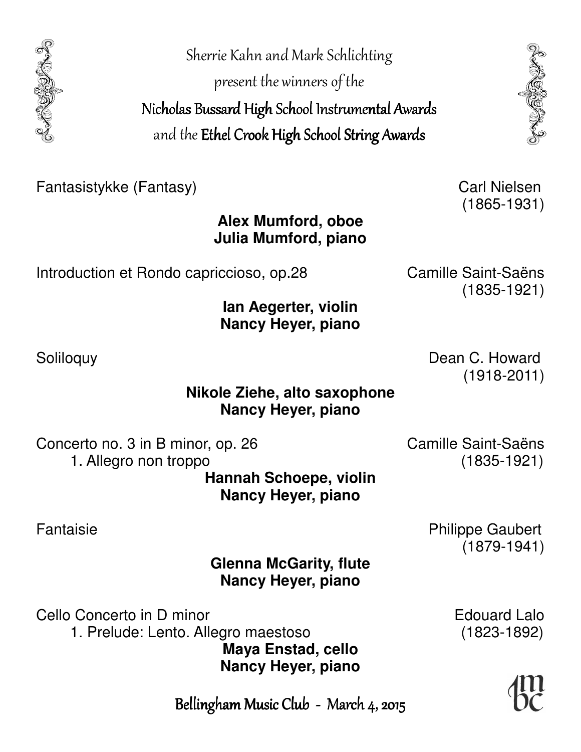Sherrie Kahn and Mark Schlichting

present the winners of the

**Nicholas Bussard High School Instrumental Awards**

and the **Ethel Crook High School String Awards**

Fantasistykke (Fantasy) — Carl Nielsen (1865-1931)

**Alex Mumford, oboe**
**Julia Mumford, piano**

Introduction et Rondo capriccioso, op.28 — Camille Saint-Saëns (1835-1921)

**Ian Aegerter, violin**
**Nancy Heyer, piano**

Soliloquy — Dean C. Howard (1918-2011)

**Nikole Ziehe, alto saxophone**
**Nancy Heyer, piano**

Concerto no. 3 in B minor, op. 26 — Camille Saint-Saëns (1835-1921)
1. Allegro non troppo

**Hannah Schoepe, violin**
**Nancy Heyer, piano**

Fantaisie — Philippe Gaubert (1879-1941)

**Glenna McGarity, flute**
**Nancy Heyer, piano**

Cello Concerto in D minor — Edouard Lalo (1823-1892)
1. Prelude: Lento. Allegro maestoso

**Maya Enstad, cello**
**Nancy Heyer, piano**

Bellingham Music Club - March 4, 2015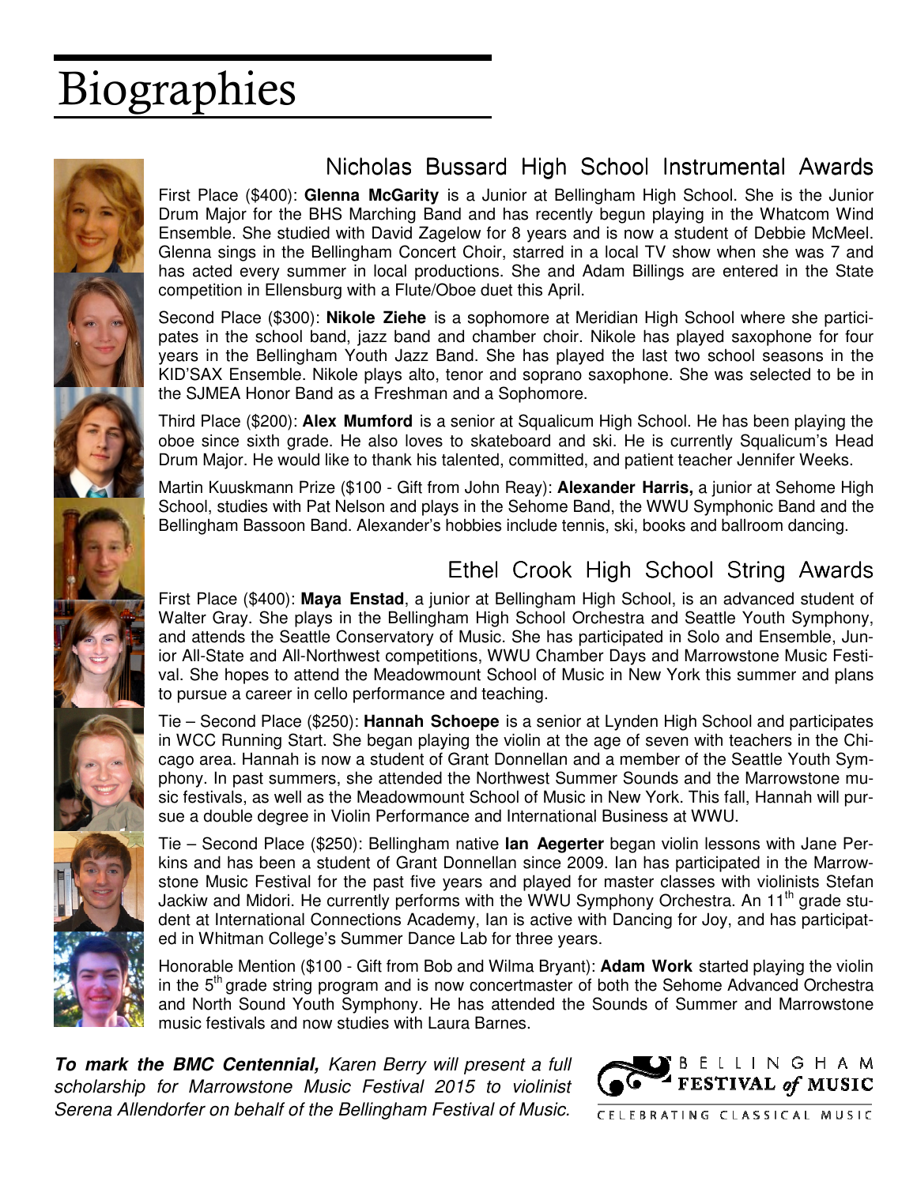# Biographies

## Nicholas Bussard High School Instrumental Awards

First Place ($400): **Glenna McGarity** is a Junior at Bellingham High School. She is the Junior Drum Major for the BHS Marching Band and has recently begun playing in the Whatcom Wind Ensemble. She studied with David Zagelow for 8 years and is now a student of Debbie McMeel. Glenna sings in the Bellingham Concert Choir, starred in a local TV show when she was 7 and has acted every summer in local productions. She and Adam Billings are entered in the State competition in Ellensburg with a Flute/Oboe duet this April.

Second Place ($300): **Nikole Ziehe** is a sophomore at Meridian High School where she participates in the school band, jazz band and chamber choir. Nikole has played saxophone for four years in the Bellingham Youth Jazz Band. She has played the last two school seasons in the KID'SAX Ensemble. Nikole plays alto, tenor and soprano saxophone. She was selected to be in the SJMEA Honor Band as a Freshman and a Sophomore.

Third Place ($200): **Alex Mumford** is a senior at Squalicum High School. He has been playing the oboe since sixth grade. He also loves to skateboard and ski. He is currently Squalicum's Head Drum Major. He would like to thank his talented, committed, and patient teacher Jennifer Weeks.

Martin Kuuskmann Prize ($100 - Gift from John Reay): **Alexander Harris,** a junior at Sehome High School, studies with Pat Nelson and plays in the Sehome Band, the WWU Symphonic Band and the Bellingham Bassoon Band. Alexander's hobbies include tennis, ski, books and ballroom dancing.

## Ethel Crook High School String Awards

First Place ($400): **Maya Enstad**, a junior at Bellingham High School, is an advanced student of Walter Gray. She plays in the Bellingham High School Orchestra and Seattle Youth Symphony, and attends the Seattle Conservatory of Music. She has participated in Solo and Ensemble, Junior All-State and All-Northwest competitions, WWU Chamber Days and Marrowstone Music Festival. She hopes to attend the Meadowmount School of Music in New York this summer and plans to pursue a career in cello performance and teaching.

Tie – Second Place ($250): **Hannah Schoepe** is a senior at Lynden High School and participates in WCC Running Start. She began playing the violin at the age of seven with teachers in the Chicago area. Hannah is now a student of Grant Donnellan and a member of the Seattle Youth Symphony. In past summers, she attended the Northwest Summer Sounds and the Marrowstone music festivals, as well as the Meadowmount School of Music in New York. This fall, Hannah will pursue a double degree in Violin Performance and International Business at WWU.

Tie – Second Place ($250): Bellingham native **Ian Aegerter** began violin lessons with Jane Perkins and has been a student of Grant Donnellan since 2009. Ian has participated in the Marrowstone Music Festival for the past five years and played for master classes with violinists Stefan Jackiw and Midori. He currently performs with the WWU Symphony Orchestra. An 11th grade student at International Connections Academy, Ian is active with Dancing for Joy, and has participated in Whitman College's Summer Dance Lab for three years.

Honorable Mention ($100 - Gift from Bob and Wilma Bryant): **Adam Work** started playing the violin in the 5th grade string program and is now concertmaster of both the Sehome Advanced Orchestra and North Sound Youth Symphony. He has attended the Sounds of Summer and Marrowstone music festivals and now studies with Laura Barnes.

***To mark the BMC Centennial,*** *Karen Berry will present a full scholarship for Marrowstone Music Festival 2015 to violinist Serena Allendorfer on behalf of the Bellingham Festival of Music.*

BELLINGHAM FESTIVAL *of* MUSIC
CELEBRATING CLASSICAL MUSIC